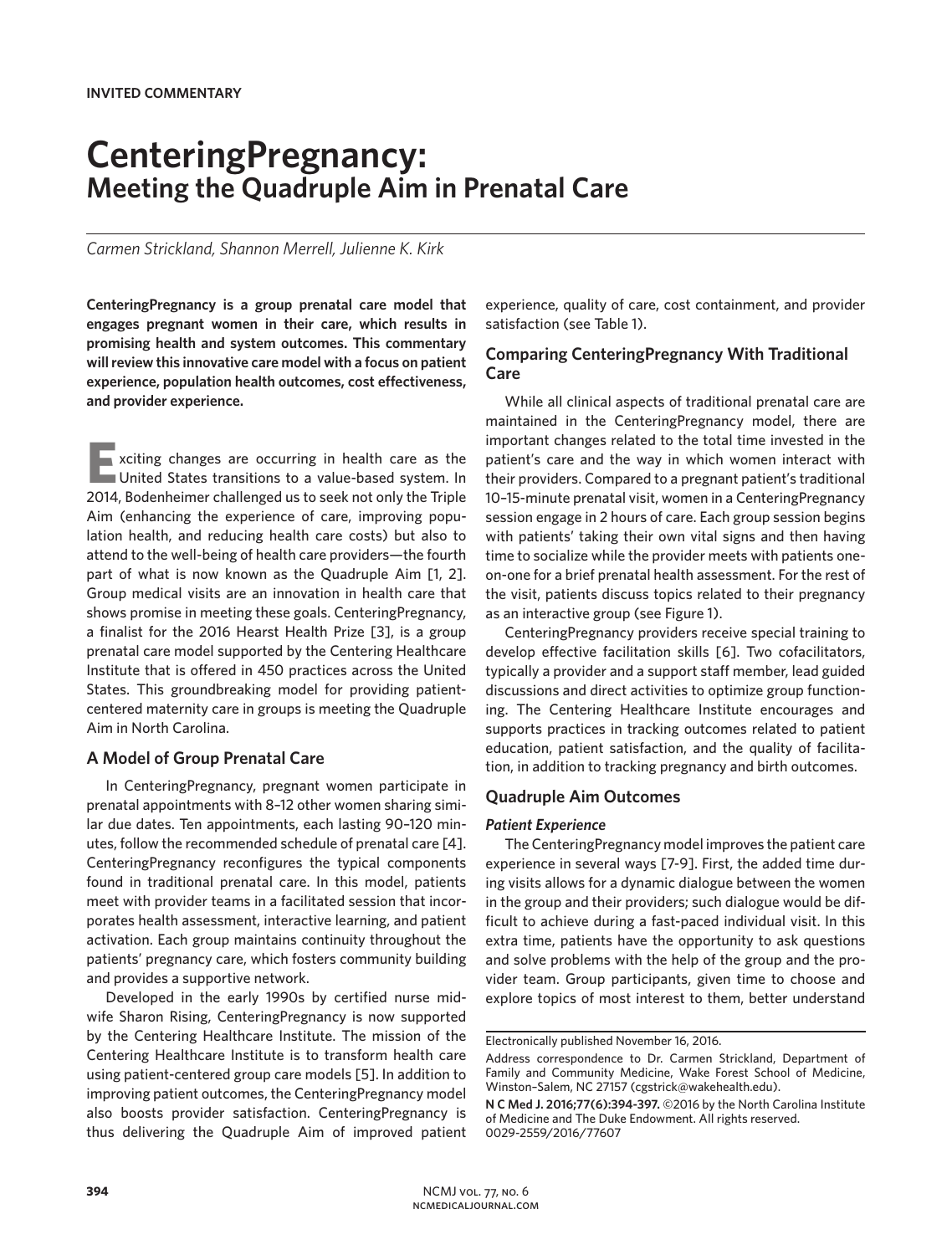INVITED COMMENTARY

# CenteringPregnancy:
## Meeting the Quadruple Aim in Prenatal Care

*Carmen Strickland, Shannon Merrell, Julienne K. Kirk*

**CenteringPregnancy is a group prenatal care model that engages pregnant women in their care, which results in promising health and system outcomes. This commentary will review this innovative care model with a focus on patient experience, population health outcomes, cost effectiveness, and provider experience.**

Exciting changes are occurring in health care as the United States transitions to a value-based system. In 2014, Bodenheimer challenged us to seek not only the Triple Aim (enhancing the experience of care, improving population health, and reducing health care costs) but also to attend to the well-being of health care providers—the fourth part of what is now known as the Quadruple Aim [1, 2]. Group medical visits are an innovation in health care that shows promise in meeting these goals. CenteringPregnancy, a finalist for the 2016 Hearst Health Prize [3], is a group prenatal care model supported by the Centering Healthcare Institute that is offered in 450 practices across the United States. This groundbreaking model for providing patient-centered maternity care in groups is meeting the Quadruple Aim in North Carolina.

### A Model of Group Prenatal Care

In CenteringPregnancy, pregnant women participate in prenatal appointments with 8–12 other women sharing similar due dates. Ten appointments, each lasting 90–120 minutes, follow the recommended schedule of prenatal care [4]. CenteringPregnancy reconfigures the typical components found in traditional prenatal care. In this model, patients meet with provider teams in a facilitated session that incorporates health assessment, interactive learning, and patient activation. Each group maintains continuity throughout the patients' pregnancy care, which fosters community building and provides a supportive network.

Developed in the early 1990s by certified nurse midwife Sharon Rising, CenteringPregnancy is now supported by the Centering Healthcare Institute. The mission of the Centering Healthcare Institute is to transform health care using patient-centered group care models [5]. In addition to improving patient outcomes, the CenteringPregnancy model also boosts provider satisfaction. CenteringPregnancy is thus delivering the Quadruple Aim of improved patient experience, quality of care, cost containment, and provider satisfaction (see Table 1).

### Comparing CenteringPregnancy With Traditional Care

While all clinical aspects of traditional prenatal care are maintained in the CenteringPregnancy model, there are important changes related to the total time invested in the patient's care and the way in which women interact with their providers. Compared to a pregnant patient's traditional 10–15-minute prenatal visit, women in a CenteringPregnancy session engage in 2 hours of care. Each group session begins with patients' taking their own vital signs and then having time to socialize while the provider meets with patients one-on-one for a brief prenatal health assessment. For the rest of the visit, patients discuss topics related to their pregnancy as an interactive group (see Figure 1).

CenteringPregnancy providers receive special training to develop effective facilitation skills [6]. Two cofacilitators, typically a provider and a support staff member, lead guided discussions and direct activities to optimize group functioning. The Centering Healthcare Institute encourages and supports practices in tracking outcomes related to patient education, patient satisfaction, and the quality of facilitation, in addition to tracking pregnancy and birth outcomes.

### Quadruple Aim Outcomes

#### *Patient Experience*

The CenteringPregnancy model improves the patient care experience in several ways [7-9]. First, the added time during visits allows for a dynamic dialogue between the women in the group and their providers; such dialogue would be difficult to achieve during a fast-paced individual visit. In this extra time, patients have the opportunity to ask questions and solve problems with the help of the group and the provider team. Group participants, given time to choose and explore topics of most interest to them, better understand

---

Electronically published November 16, 2016.

Address correspondence to Dr. Carmen Strickland, Department of Family and Community Medicine, Wake Forest School of Medicine, Winston–Salem, NC 27157 (cgstrick@wakehealth.edu).

**N C Med J. 2016;77(6):394-397.** ©2016 by the North Carolina Institute of Medicine and The Duke Endowment. All rights reserved. 0029-2559/2016/77607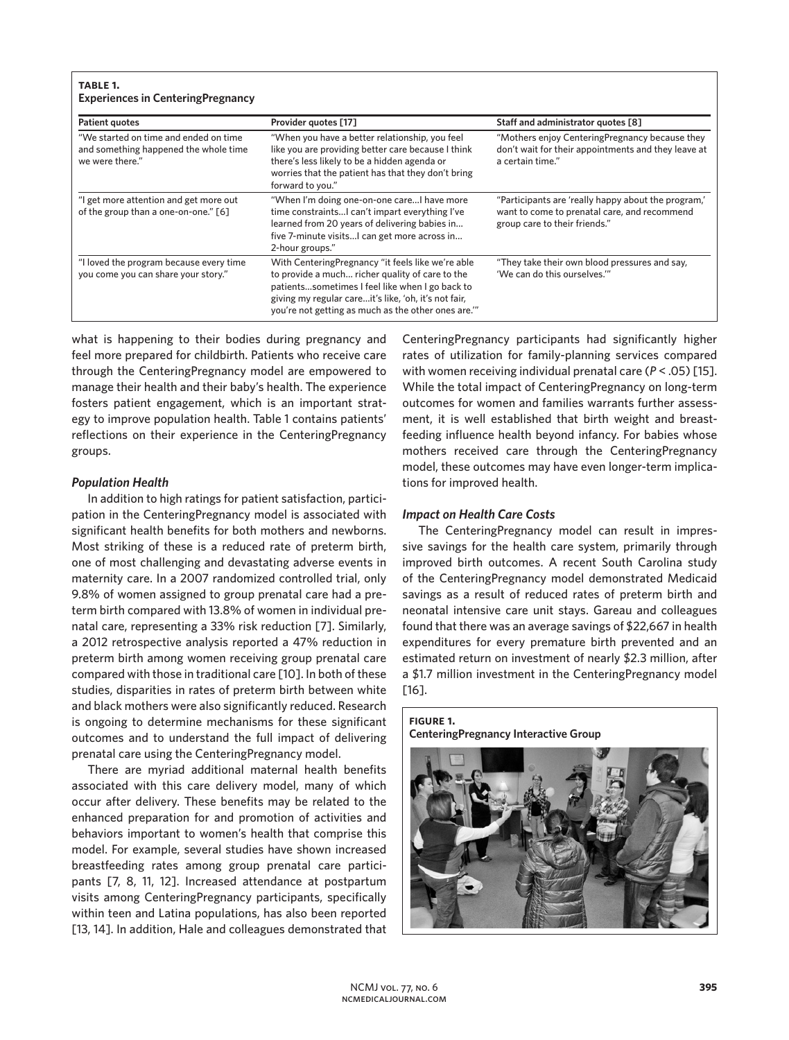**TABLE 1.**
**Experiences in CenteringPregnancy**

| Patient quotes | Provider quotes [17] | Staff and administrator quotes [8] |
|---|---|---|
| "We started on time and ended on time and something happened the whole time we were there." | "When you have a better relationship, you feel like you are providing better care because I think there's less likely to be a hidden agenda or worries that the patient has that they don't bring forward to you." | "Mothers enjoy CenteringPregnancy because they don't wait for their appointments and they leave at a certain time." |
| "I get more attention and get more out of the group than a one-on-one." [6] | "When I'm doing one-on-one care…I have more time constraints…I can't impart everything I've learned from 20 years of delivering babies in… five 7-minute visits…I can get more across in… 2-hour groups." | "Participants are 'really happy about the program,' want to come to prenatal care, and recommend group care to their friends." |
| "I loved the program because every time you come you can share your story." | With CenteringPregnancy "it feels like we're able to provide a much… richer quality of care to the patients…sometimes I feel like when I go back to giving my regular care…it's like, 'oh, it's not fair, you're not getting as much as the other ones are.'" | "They take their own blood pressures and say, 'We can do this ourselves.'" |

what is happening to their bodies during pregnancy and feel more prepared for childbirth. Patients who receive care through the CenteringPregnancy model are empowered to manage their health and their baby's health. The experience fosters patient engagement, which is an important strategy to improve population health. Table 1 contains patients' reflections on their experience in the CenteringPregnancy groups.

### *Population Health*

In addition to high ratings for patient satisfaction, participation in the CenteringPregnancy model is associated with significant health benefits for both mothers and newborns. Most striking of these is a reduced rate of preterm birth, one of most challenging and devastating adverse events in maternity care. In a 2007 randomized controlled trial, only 9.8% of women assigned to group prenatal care had a preterm birth compared with 13.8% of women in individual prenatal care, representing a 33% risk reduction [7]. Similarly, a 2012 retrospective analysis reported a 47% reduction in preterm birth among women receiving group prenatal care compared with those in traditional care [10]. In both of these studies, disparities in rates of preterm birth between white and black mothers were also significantly reduced. Research is ongoing to determine mechanisms for these significant outcomes and to understand the full impact of delivering prenatal care using the CenteringPregnancy model.

There are myriad additional maternal health benefits associated with this care delivery model, many of which occur after delivery. These benefits may be related to the enhanced preparation for and promotion of activities and behaviors important to women's health that comprise this model. For example, several studies have shown increased breastfeeding rates among group prenatal care participants [7, 8, 11, 12]. Increased attendance at postpartum visits among CenteringPregnancy participants, specifically within teen and Latina populations, has also been reported [13, 14]. In addition, Hale and colleagues demonstrated that CenteringPregnancy participants had significantly higher rates of utilization for family-planning services compared with women receiving individual prenatal care ($P < .05$) [15]. While the total impact of CenteringPregnancy on long-term outcomes for women and families warrants further assessment, it is well established that birth weight and breastfeeding influence health beyond infancy. For babies whose mothers received care through the CenteringPregnancy model, these outcomes may have even longer-term implications for improved health.

### *Impact on Health Care Costs*

The CenteringPregnancy model can result in impressive savings for the health care system, primarily through improved birth outcomes. A recent South Carolina study of the CenteringPregnancy model demonstrated Medicaid savings as a result of reduced rates of preterm birth and neonatal intensive care unit stays. Gareau and colleagues found that there was an average savings of $22,667 in health expenditures for every premature birth prevented and an estimated return on investment of nearly $2.3 million, after a $1.7 million investment in the CenteringPregnancy model [16].

**FIGURE 1.**
**CenteringPregnancy Interactive Group**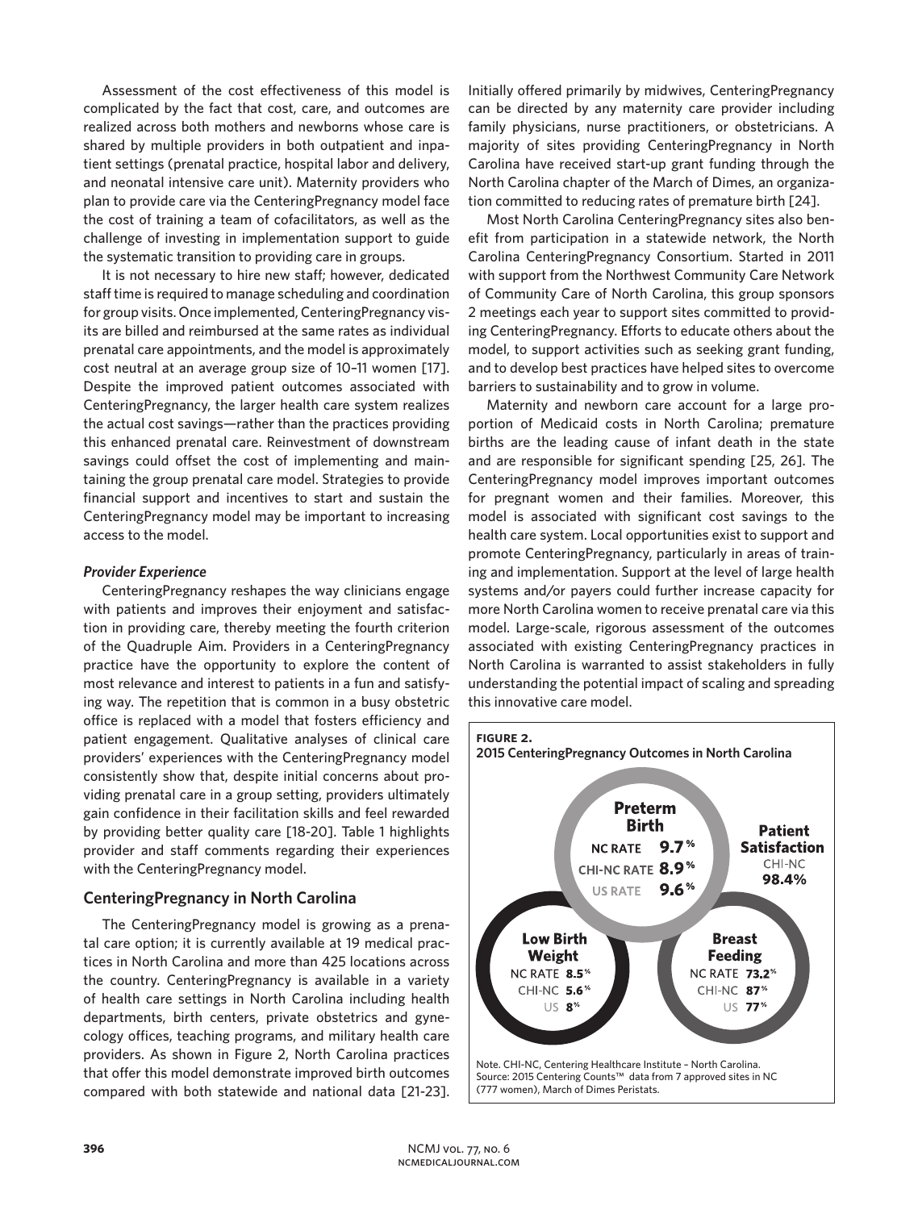Assessment of the cost effectiveness of this model is complicated by the fact that cost, care, and outcomes are realized across both mothers and newborns whose care is shared by multiple providers in both outpatient and inpatient settings (prenatal practice, hospital labor and delivery, and neonatal intensive care unit). Maternity providers who plan to provide care via the CenteringPregnancy model face the cost of training a team of cofacilitators, as well as the challenge of investing in implementation support to guide the systematic transition to providing care in groups.

It is not necessary to hire new staff; however, dedicated staff time is required to manage scheduling and coordination for group visits. Once implemented, CenteringPregnancy visits are billed and reimbursed at the same rates as individual prenatal care appointments, and the model is approximately cost neutral at an average group size of 10–11 women [17]. Despite the improved patient outcomes associated with CenteringPregnancy, the larger health care system realizes the actual cost savings—rather than the practices providing this enhanced prenatal care. Reinvestment of downstream savings could offset the cost of implementing and maintaining the group prenatal care model. Strategies to provide financial support and incentives to start and sustain the CenteringPregnancy model may be important to increasing access to the model.

### *Provider Experience*

CenteringPregnancy reshapes the way clinicians engage with patients and improves their enjoyment and satisfaction in providing care, thereby meeting the fourth criterion of the Quadruple Aim. Providers in a CenteringPregnancy practice have the opportunity to explore the content of most relevance and interest to patients in a fun and satisfying way. The repetition that is common in a busy obstetric office is replaced with a model that fosters efficiency and patient engagement. Qualitative analyses of clinical care providers' experiences with the CenteringPregnancy model consistently show that, despite initial concerns about providing prenatal care in a group setting, providers ultimately gain confidence in their facilitation skills and feel rewarded by providing better quality care [18-20]. Table 1 highlights provider and staff comments regarding their experiences with the CenteringPregnancy model.

## CenteringPregnancy in North Carolina

The CenteringPregnancy model is growing as a prenatal care option; it is currently available at 19 medical practices in North Carolina and more than 425 locations across the country. CenteringPregnancy is available in a variety of health care settings in North Carolina including health departments, birth centers, private obstetrics and gynecology offices, teaching programs, and military health care providers. As shown in Figure 2, North Carolina practices that offer this model demonstrate improved birth outcomes compared with both statewide and national data [21-23]. Initially offered primarily by midwives, CenteringPregnancy can be directed by any maternity care provider including family physicians, nurse practitioners, or obstetricians. A majority of sites providing CenteringPregnancy in North Carolina have received start-up grant funding through the North Carolina chapter of the March of Dimes, an organization committed to reducing rates of premature birth [24].

Most North Carolina CenteringPregnancy sites also benefit from participation in a statewide network, the North Carolina CenteringPregnancy Consortium. Started in 2011 with support from the Northwest Community Care Network of Community Care of North Carolina, this group sponsors 2 meetings each year to support sites committed to providing CenteringPregnancy. Efforts to educate others about the model, to support activities such as seeking grant funding, and to develop best practices have helped sites to overcome barriers to sustainability and to grow in volume.

Maternity and newborn care account for a large proportion of Medicaid costs in North Carolina; premature births are the leading cause of infant death in the state and are responsible for significant spending [25, 26]. The CenteringPregnancy model improves important outcomes for pregnant women and their families. Moreover, this model is associated with significant cost savings to the health care system. Local opportunities exist to support and promote CenteringPregnancy, particularly in areas of training and implementation. Support at the level of large health systems and/or payers could further increase capacity for more North Carolina women to receive prenatal care via this model. Large-scale, rigorous assessment of the outcomes associated with existing CenteringPregnancy practices in North Carolina is warranted to assist stakeholders in fully understanding the potential impact of scaling and spreading this innovative care model.

**FIGURE 2.**
**2015 CenteringPregnancy Outcomes in North Carolina**

Preterm Birth
NC RATE 9.7%
CHI-NC RATE 8.9%
US RATE 9.6%

Patient Satisfaction
CHI-NC 98.4%

Low Birth Weight
NC RATE 8.5%
CHI-NC 5.6%
US 8%

Breast Feeding
NC RATE 73.2%
CHI-NC 87%
US 77%

Note. CHI-NC, Centering Healthcare Institute – North Carolina.
Source: 2015 Centering Counts™ data from 7 approved sites in NC (777 women), March of Dimes Peristats.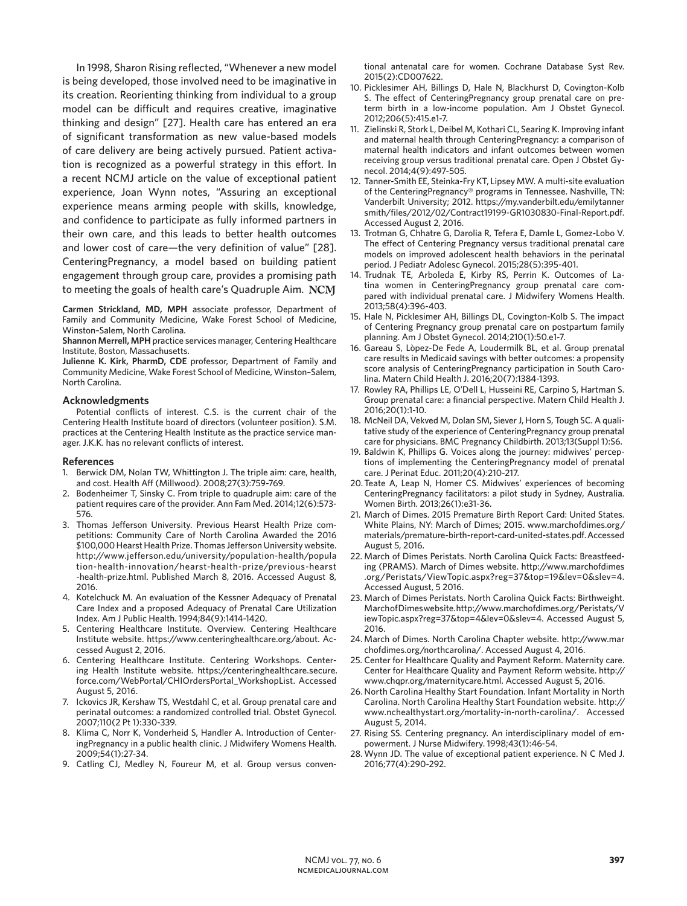In 1998, Sharon Rising reflected, "Whenever a new model is being developed, those involved need to be imaginative in its creation. Reorienting thinking from individual to a group model can be difficult and requires creative, imaginative thinking and design" [27]. Health care has entered an era of significant transformation as new value-based models of care delivery are being actively pursued. Patient activation is recognized as a powerful strategy in this effort. In a recent NCMJ article on the value of exceptional patient experience, Joan Wynn notes, "Assuring an exceptional experience means arming people with skills, knowledge, and confidence to participate as fully informed partners in their own care, and this leads to better health outcomes and lower cost of care—the very definition of value" [28]. CenteringPregnancy, a model based on building patient engagement through group care, provides a promising path to meeting the goals of health care's Quadruple Aim. NCMJ

**Carmen Strickland, MD, MPH** associate professor, Department of Family and Community Medicine, Wake Forest School of Medicine, Winston–Salem, North Carolina.

**Shannon Merrell, MPH** practice services manager, Centering Healthcare Institute, Boston, Massachusetts.

**Julienne K. Kirk, PharmD, CDE** professor, Department of Family and Community Medicine, Wake Forest School of Medicine, Winston–Salem, North Carolina.

## Acknowledgments

Potential conflicts of interest. C.S. is the current chair of the Centering Health Institute board of directors (volunteer position). S.M. practices at the Centering Health Institute as the practice service manager. J.K.K. has no relevant conflicts of interest.

## References

1. Berwick DM, Nolan TW, Whittington J. The triple aim: care, health, and cost. Health Aff (Millwood). 2008;27(3):759-769.
2. Bodenheimer T, Sinsky C. From triple to quadruple aim: care of the patient requires care of the provider. Ann Fam Med. 2014;12(6):573-576.
3. Thomas Jefferson University. Previous Hearst Health Prize competitions: Community Care of North Carolina Awarded the 2016 $100,000 Hearst Health Prize. Thomas Jefferson University website. http://www.jefferson.edu/university/population-health/population-health-innovation/hearst-health-prize/previous-hearst-health-prize.html. Published March 8, 2016. Accessed August 8, 2016.
4. Kotelchuck M. An evaluation of the Kessner Adequacy of Prenatal Care Index and a proposed Adequacy of Prenatal Care Utilization Index. Am J Public Health. 1994;84(9):1414-1420.
5. Centering Healthcare Institute. Overview. Centering Healthcare Institute website. https://www.centeringhealthcare.org/about. Accessed August 2, 2016.
6. Centering Healthcare Institute. Centering Workshops. Centering Health Institute website. https://centeringhealthcare.secure.force.com/WebPortal/CHIOrdersPortal_WorkshopList. Accessed August 5, 2016.
7. Ickovics JR, Kershaw TS, Westdahl C, et al. Group prenatal care and perinatal outcomes: a randomized controlled trial. Obstet Gynecol. 2007;110(2 Pt 1):330-339.
8. Klima C, Norr K, Vonderheid S, Handler A. Introduction of CenteringPregnancy in a public health clinic. J Midwifery Womens Health. 2009;54(1):27-34.
9. Catling CJ, Medley N, Foureur M, et al. Group versus conventional antenatal care for women. Cochrane Database Syst Rev. 2015(2):CD007622.
10. Picklesimer AH, Billings D, Hale N, Blackhurst D, Covington-Kolb S. The effect of CenteringPregnancy group prenatal care on preterm birth in a low-income population. Am J Obstet Gynecol. 2012;206(5):415.e1-7.
11. Zielinski R, Stork L, Deibel M, Kothari CL, Searing K. Improving infant and maternal health through CenteringPregnancy: a comparison of maternal health indicators and infant outcomes between women receiving group versus traditional prenatal care. Open J Obstet Gynecol. 2014;4(9):497-505.
12. Tanner-Smith EE, Steinka-Fry KT, Lipsey MW. A multi-site evaluation of the CenteringPregnancy® programs in Tennessee. Nashville, TN: Vanderbilt University; 2012. https://my.vanderbilt.edu/emilytannersmith/files/2012/02/Contract19199-GR1030830-Final-Report.pdf. Accessed August 2, 2016.
13. Trotman G, Chhatre G, Darolia R, Tefera E, Damle L, Gomez-Lobo V. The effect of Centering Pregnancy versus traditional prenatal care models on improved adolescent health behaviors in the perinatal period. J Pediatr Adolesc Gynecol. 2015;28(5):395-401.
14. Trudnak TE, Arboleda E, Kirby RS, Perrin K. Outcomes of Latina women in CenteringPregnancy group prenatal care compared with individual prenatal care. J Midwifery Womens Health. 2013;58(4):396-403.
15. Hale N, Picklesimer AH, Billings DL, Covington-Kolb S. The impact of Centering Pregnancy group prenatal care on postpartum family planning. Am J Obstet Gynecol. 2014;210(1):50.e1-7.
16. Gareau S, Lòpez-De Fede A, Loudermilk BL, et al. Group prenatal care results in Medicaid savings with better outcomes: a propensity score analysis of CenteringPregnancy participation in South Carolina. Matern Child Health J. 2016;20(7):1384-1393.
17. Rowley RA, Phillips LE, O'Dell L, Husseini RE, Carpino S, Hartman S. Group prenatal care: a financial perspective. Matern Child Health J. 2016;20(1):1-10.
18. McNeil DA, Vekved M, Dolan SM, Siever J, Horn S, Tough SC. A qualitative study of the experience of CenteringPregnancy group prenatal care for physicians. BMC Pregnancy Childbirth. 2013;13(Suppl 1):S6.
19. Baldwin K, Phillips G. Voices along the journey: midwives' perceptions of implementing the CenteringPregnancy model of prenatal care. J Perinat Educ. 2011;20(4):210-217.
20. Teate A, Leap N, Homer CS. Midwives' experiences of becoming CenteringPregnancy facilitators: a pilot study in Sydney, Australia. Women Birth. 2013;26(1):e31-36.
21. March of Dimes. 2015 Premature Birth Report Card: United States. White Plains, NY: March of Dimes; 2015. www.marchofdimes.org/materials/premature-birth-report-card-united-states.pdf. Accessed August 5, 2016.
22. March of Dimes Peristats. North Carolina Quick Facts: Breastfeeding (PRAMS). March of Dimes website. http://www.marchofdimes.org/Peristats/ViewTopic.aspx?reg=37&top=19&lev=0&slev=4. Accessed August, 5 2016.
23. March of Dimes Peristats. North Carolina Quick Facts: Birthweight. MarchofDimeswebsite.http://www.marchofdimes.org/Peristats/ViewTopic.aspx?reg=37&top=4&lev=0&slev=4. Accessed August 5, 2016.
24. March of Dimes. North Carolina Chapter website. http://www.marchofdimes.org/northcarolina/. Accessed August 4, 2016.
25. Center for Healthcare Quality and Payment Reform. Maternity care. Center for Healthcare Quality and Payment Reform website. http://www.chqpr.org/maternitycare.html. Accessed August 5, 2016.
26. North Carolina Healthy Start Foundation. Infant Mortality in North Carolina. North Carolina Healthy Start Foundation website. http://www.nchealthystart.org/mortality-in-north-carolina/. Accessed August 5, 2014.
27. Rising SS. Centering pregnancy. An interdisciplinary model of empowerment. J Nurse Midwifery. 1998;43(1):46-54.
28. Wynn JD. The value of exceptional patient experience. N C Med J. 2016;77(4):290-292.